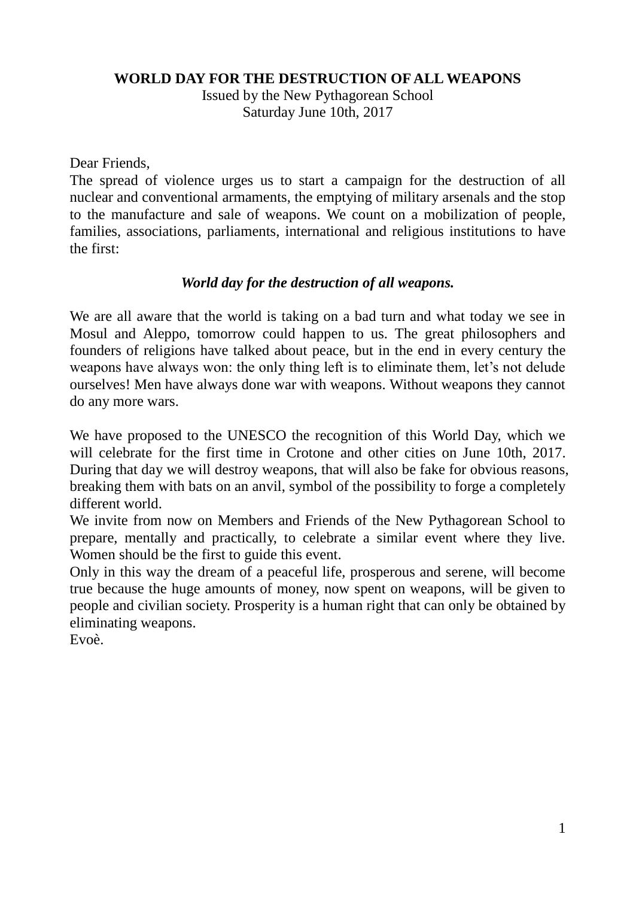**WORLD DAY FOR THE DESTRUCTION OF ALL WEAPONS**

Issued by the New Pythagorean School

Saturday June 10th, 2017

Dear Friends,

The spread of violence urges us to start a campaign for the destruction of all nuclear and conventional armaments, the emptying of military arsenals and the stop to the manufacture and sale of weapons. We count on a mobilization of people, families, associations, parliaments, international and religious institutions to have the first:

***World day for the destruction of all weapons.***

We are all aware that the world is taking on a bad turn and what today we see in Mosul and Aleppo, tomorrow could happen to us. The great philosophers and founders of religions have talked about peace, but in the end in every century the weapons have always won: the only thing left is to eliminate them, let's not delude ourselves! Men have always done war with weapons. Without weapons they cannot do any more wars.

We have proposed to the UNESCO the recognition of this World Day, which we will celebrate for the first time in Crotone and other cities on June 10th, 2017. During that day we will destroy weapons, that will also be fake for obvious reasons, breaking them with bats on an anvil, symbol of the possibility to forge a completely different world.

We invite from now on Members and Friends of the New Pythagorean School to prepare, mentally and practically, to celebrate a similar event where they live. Women should be the first to guide this event.

Only in this way the dream of a peaceful life, prosperous and serene, will become true because the huge amounts of money, now spent on weapons, will be given to people and civilian society. Prosperity is a human right that can only be obtained by eliminating weapons.

Evoè.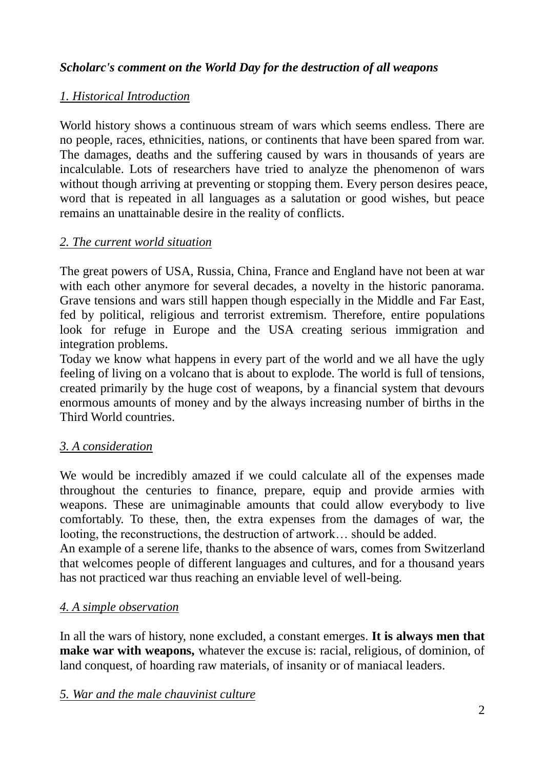***Scholarc's comment on the World Day for the destruction of all weapons***

## *1. Historical Introduction*

World history shows a continuous stream of wars which seems endless. There are no people, races, ethnicities, nations, or continents that have been spared from war. The damages, deaths and the suffering caused by wars in thousands of years are incalculable. Lots of researchers have tried to analyze the phenomenon of wars without though arriving at preventing or stopping them. Every person desires peace, word that is repeated in all languages as a salutation or good wishes, but peace remains an unattainable desire in the reality of conflicts.

## *2. The current world situation*

The great powers of USA, Russia, China, France and England have not been at war with each other anymore for several decades, a novelty in the historic panorama. Grave tensions and wars still happen though especially in the Middle and Far East, fed by political, religious and terrorist extremism. Therefore, entire populations look for refuge in Europe and the USA creating serious immigration and integration problems.

Today we know what happens in every part of the world and we all have the ugly feeling of living on a volcano that is about to explode. The world is full of tensions, created primarily by the huge cost of weapons, by a financial system that devours enormous amounts of money and by the always increasing number of births in the Third World countries.

## *3. A consideration*

We would be incredibly amazed if we could calculate all of the expenses made throughout the centuries to finance, prepare, equip and provide armies with weapons. These are unimaginable amounts that could allow everybody to live comfortably. To these, then, the extra expenses from the damages of war, the looting, the reconstructions, the destruction of artwork… should be added.

An example of a serene life, thanks to the absence of wars, comes from Switzerland that welcomes people of different languages and cultures, and for a thousand years has not practiced war thus reaching an enviable level of well-being.

## *4. A simple observation*

In all the wars of history, none excluded, a constant emerges. **It is always men that make war with weapons,** whatever the excuse is: racial, religious, of dominion, of land conquest, of hoarding raw materials, of insanity or of maniacal leaders.

## *5. War and the male chauvinist culture*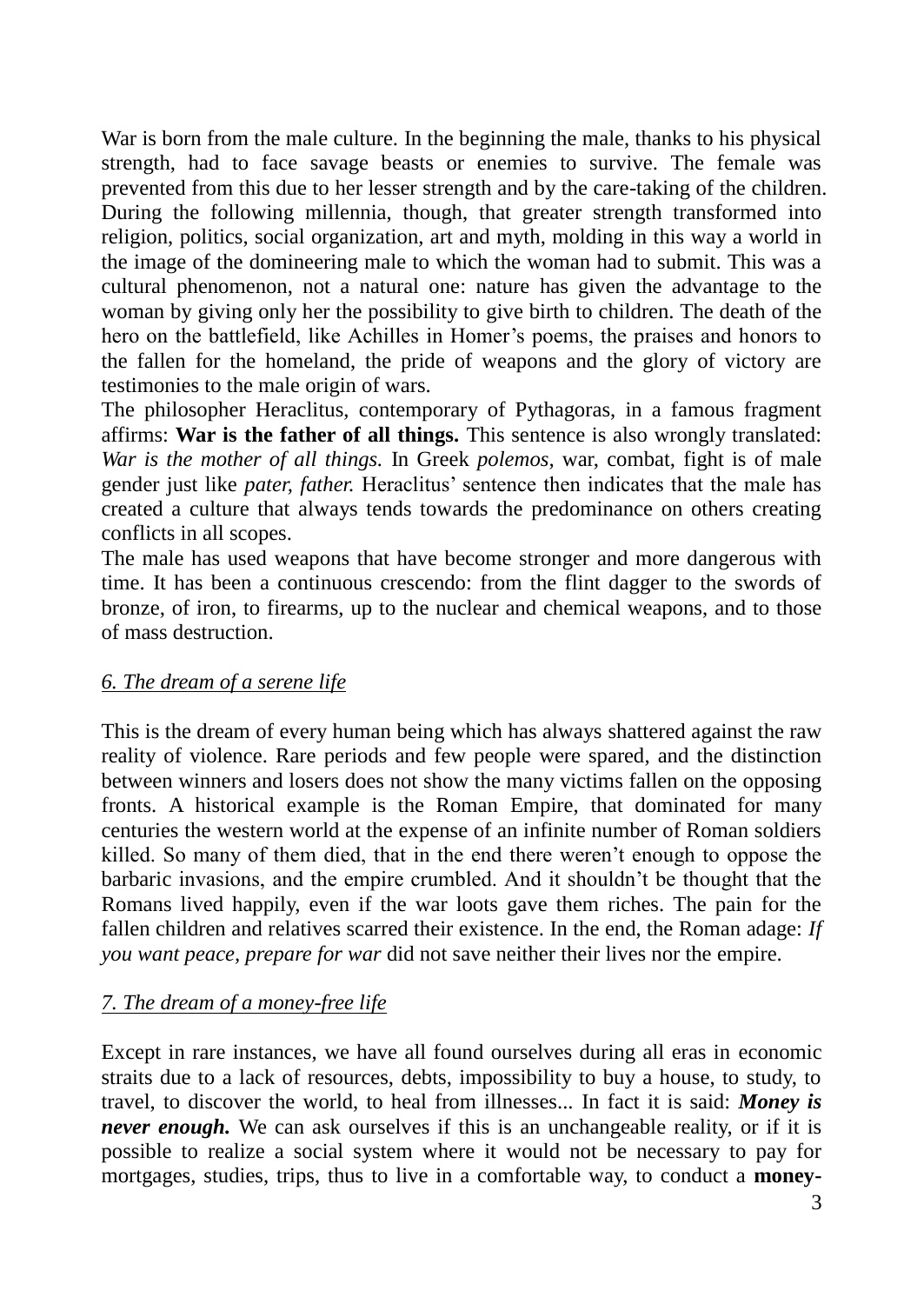War is born from the male culture. In the beginning the male, thanks to his physical strength, had to face savage beasts or enemies to survive. The female was prevented from this due to her lesser strength and by the care-taking of the children. During the following millennia, though, that greater strength transformed into religion, politics, social organization, art and myth, molding in this way a world in the image of the domineering male to which the woman had to submit. This was a cultural phenomenon, not a natural one: nature has given the advantage to the woman by giving only her the possibility to give birth to children. The death of the hero on the battlefield, like Achilles in Homer's poems, the praises and honors to the fallen for the homeland, the pride of weapons and the glory of victory are testimonies to the male origin of wars.

The philosopher Heraclitus, contemporary of Pythagoras, in a famous fragment affirms: **War is the father of all things.** This sentence is also wrongly translated: *War is the mother of all things.* In Greek *polemos*, war, combat, fight is of male gender just like *pater, father.* Heraclitus' sentence then indicates that the male has created a culture that always tends towards the predominance on others creating conflicts in all scopes.

The male has used weapons that have become stronger and more dangerous with time. It has been a continuous crescendo: from the flint dagger to the swords of bronze, of iron, to firearms, up to the nuclear and chemical weapons, and to those of mass destruction.

## *6. The dream of a serene life*

This is the dream of every human being which has always shattered against the raw reality of violence. Rare periods and few people were spared, and the distinction between winners and losers does not show the many victims fallen on the opposing fronts. A historical example is the Roman Empire, that dominated for many centuries the western world at the expense of an infinite number of Roman soldiers killed. So many of them died, that in the end there weren't enough to oppose the barbaric invasions, and the empire crumbled. And it shouldn't be thought that the Romans lived happily, even if the war loots gave them riches. The pain for the fallen children and relatives scarred their existence. In the end, the Roman adage: *If you want peace, prepare for war* did not save neither their lives nor the empire.

## *7. The dream of a money-free life*

Except in rare instances, we have all found ourselves during all eras in economic straits due to a lack of resources, debts, impossibility to buy a house, to study, to travel, to discover the world, to heal from illnesses... In fact it is said: ***Money is never enough.*** We can ask ourselves if this is an unchangeable reality, or if it is possible to realize a social system where it would not be necessary to pay for mortgages, studies, trips, thus to live in a comfortable way, to conduct a **money-**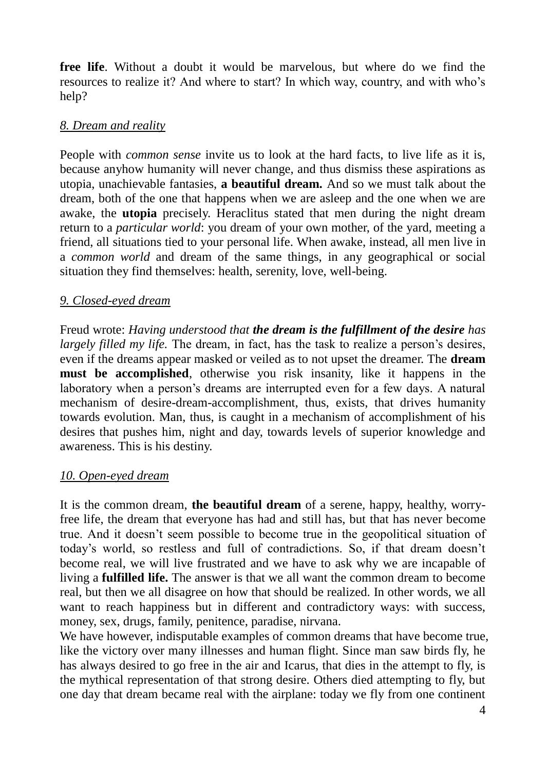**free life**. Without a doubt it would be marvelous, but where do we find the resources to realize it? And where to start? In which way, country, and with who's help?

### *8. Dream and reality*

People with *common sense* invite us to look at the hard facts, to live life as it is, because anyhow humanity will never change, and thus dismiss these aspirations as utopia, unachievable fantasies, **a beautiful dream.** And so we must talk about the dream, both of the one that happens when we are asleep and the one when we are awake, the **utopia** precisely. Heraclitus stated that men during the night dream return to a *particular world*: you dream of your own mother, of the yard, meeting a friend, all situations tied to your personal life. When awake, instead, all men live in a *common world* and dream of the same things, in any geographical or social situation they find themselves: health, serenity, love, well-being.

### *9. Closed-eyed dream*

Freud wrote: *Having understood that **the dream is the fulfillment of the desire** has largely filled my life.* The dream, in fact, has the task to realize a person's desires, even if the dreams appear masked or veiled as to not upset the dreamer. The **dream must be accomplished**, otherwise you risk insanity, like it happens in the laboratory when a person's dreams are interrupted even for a few days. A natural mechanism of desire-dream-accomplishment, thus, exists, that drives humanity towards evolution. Man, thus, is caught in a mechanism of accomplishment of his desires that pushes him, night and day, towards levels of superior knowledge and awareness. This is his destiny.

### *10. Open-eyed dream*

It is the common dream, **the beautiful dream** of a serene, happy, healthy, worry-free life, the dream that everyone has had and still has, but that has never become true. And it doesn't seem possible to become true in the geopolitical situation of today's world, so restless and full of contradictions. So, if that dream doesn't become real, we will live frustrated and we have to ask why we are incapable of living a **fulfilled life.** The answer is that we all want the common dream to become real, but then we all disagree on how that should be realized. In other words, we all want to reach happiness but in different and contradictory ways: with success, money, sex, drugs, family, penitence, paradise, nirvana.

We have however, indisputable examples of common dreams that have become true, like the victory over many illnesses and human flight. Since man saw birds fly, he has always desired to go free in the air and Icarus, that dies in the attempt to fly, is the mythical representation of that strong desire. Others died attempting to fly, but one day that dream became real with the airplane: today we fly from one continent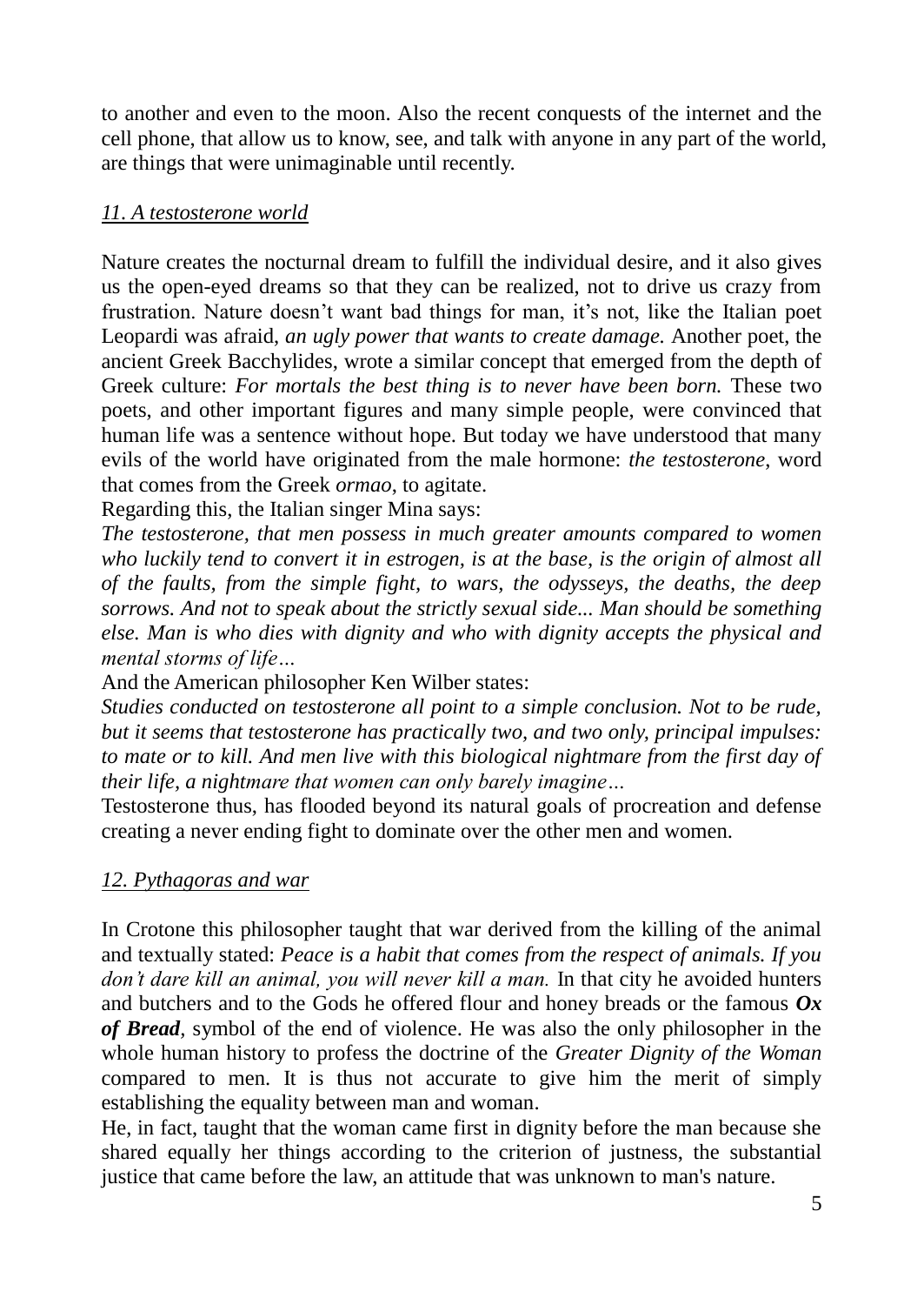to another and even to the moon. Also the recent conquests of the internet and the cell phone, that allow us to know, see, and talk with anyone in any part of the world, are things that were unimaginable until recently.

## *11. A testosterone world*

Nature creates the nocturnal dream to fulfill the individual desire, and it also gives us the open-eyed dreams so that they can be realized, not to drive us crazy from frustration. Nature doesn't want bad things for man, it's not, like the Italian poet Leopardi was afraid, *an ugly power that wants to create damage.* Another poet, the ancient Greek Bacchylides, wrote a similar concept that emerged from the depth of Greek culture: *For mortals the best thing is to never have been born.* These two poets, and other important figures and many simple people, were convinced that human life was a sentence without hope. But today we have understood that many evils of the world have originated from the male hormone: *the testosterone*, word that comes from the Greek *ormao*, to agitate.

Regarding this, the Italian singer Mina says:

*The testosterone, that men possess in much greater amounts compared to women who luckily tend to convert it in estrogen, is at the base, is the origin of almost all of the faults, from the simple fight, to wars, the odysseys, the deaths, the deep sorrows. And not to speak about the strictly sexual side... Man should be something else. Man is who dies with dignity and who with dignity accepts the physical and mental storms of life…*

And the American philosopher Ken Wilber states:

*Studies conducted on testosterone all point to a simple conclusion. Not to be rude, but it seems that testosterone has practically two, and two only, principal impulses: to mate or to kill. And men live with this biological nightmare from the first day of their life, a nightmare that women can only barely imagine…*

Testosterone thus, has flooded beyond its natural goals of procreation and defense creating a never ending fight to dominate over the other men and women.

## *12. Pythagoras and war*

In Crotone this philosopher taught that war derived from the killing of the animal and textually stated: *Peace is a habit that comes from the respect of animals. If you don't dare kill an animal, you will never kill a man.* In that city he avoided hunters and butchers and to the Gods he offered flour and honey breads or the famous ***Ox of Bread***, symbol of the end of violence. He was also the only philosopher in the whole human history to profess the doctrine of the *Greater Dignity of the Woman* compared to men. It is thus not accurate to give him the merit of simply establishing the equality between man and woman.

He, in fact, taught that the woman came first in dignity before the man because she shared equally her things according to the criterion of justness, the substantial justice that came before the law, an attitude that was unknown to man's nature.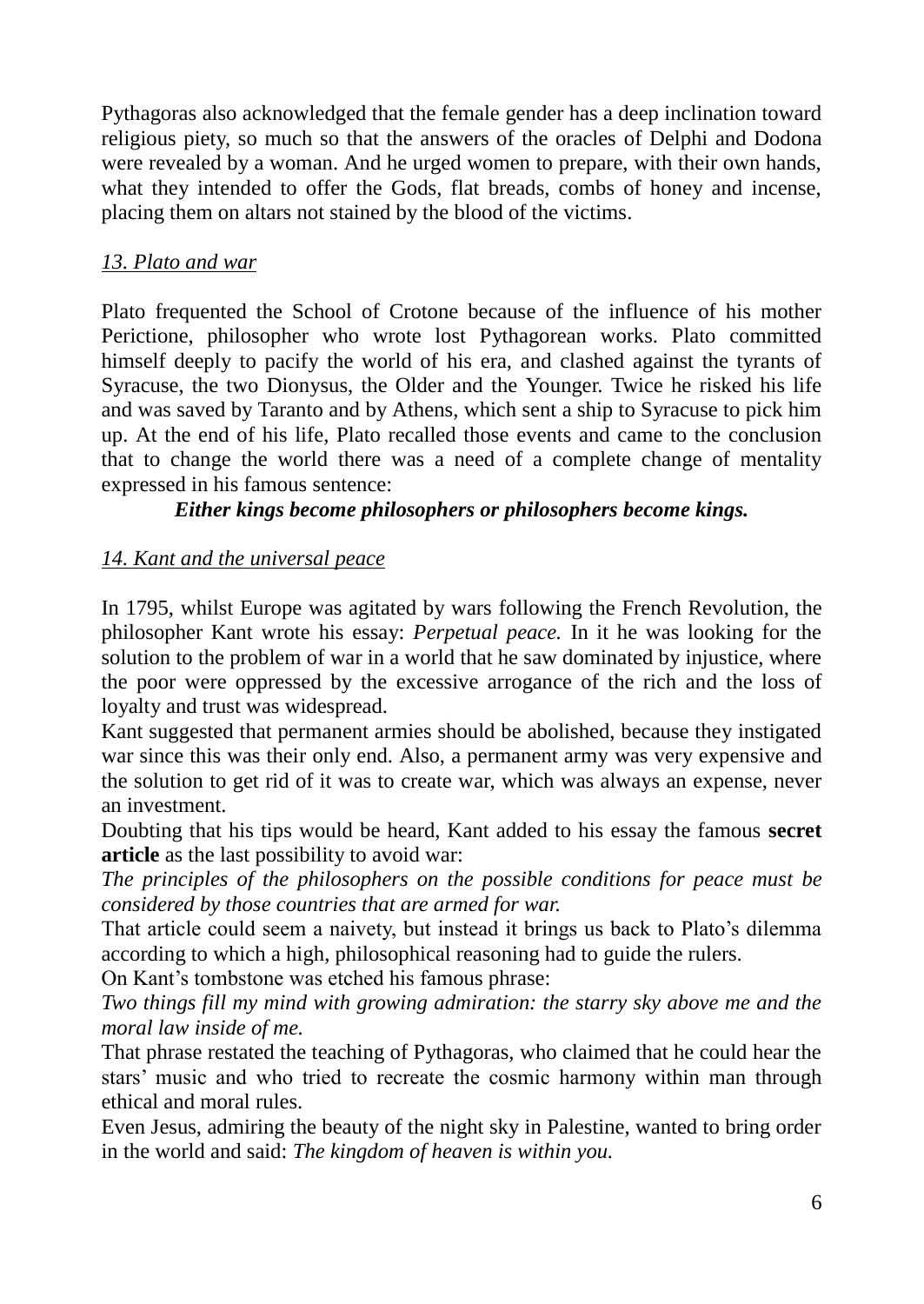Pythagoras also acknowledged that the female gender has a deep inclination toward religious piety, so much so that the answers of the oracles of Delphi and Dodona were revealed by a woman. And he urged women to prepare, with their own hands, what they intended to offer the Gods, flat breads, combs of honey and incense, placing them on altars not stained by the blood of the victims.

### *13. Plato and war*

Plato frequented the School of Crotone because of the influence of his mother Perictione, philosopher who wrote lost Pythagorean works. Plato committed himself deeply to pacify the world of his era, and clashed against the tyrants of Syracuse, the two Dionysus, the Older and the Younger. Twice he risked his life and was saved by Taranto and by Athens, which sent a ship to Syracuse to pick him up. At the end of his life, Plato recalled those events and came to the conclusion that to change the world there was a need of a complete change of mentality expressed in his famous sentence:

***Either kings become philosophers or philosophers become kings.***

### *14. Kant and the universal peace*

In 1795, whilst Europe was agitated by wars following the French Revolution, the philosopher Kant wrote his essay: *Perpetual peace.* In it he was looking for the solution to the problem of war in a world that he saw dominated by injustice, where the poor were oppressed by the excessive arrogance of the rich and the loss of loyalty and trust was widespread.

Kant suggested that permanent armies should be abolished, because they instigated war since this was their only end. Also, a permanent army was very expensive and the solution to get rid of it was to create war, which was always an expense, never an investment.

Doubting that his tips would be heard, Kant added to his essay the famous **secret article** as the last possibility to avoid war:

*The principles of the philosophers on the possible conditions for peace must be considered by those countries that are armed for war.*

That article could seem a naivety, but instead it brings us back to Plato's dilemma according to which a high, philosophical reasoning had to guide the rulers.

On Kant's tombstone was etched his famous phrase:

*Two things fill my mind with growing admiration: the starry sky above me and the moral law inside of me.*

That phrase restated the teaching of Pythagoras, who claimed that he could hear the stars' music and who tried to recreate the cosmic harmony within man through ethical and moral rules.

Even Jesus, admiring the beauty of the night sky in Palestine, wanted to bring order in the world and said: *The kingdom of heaven is within you.*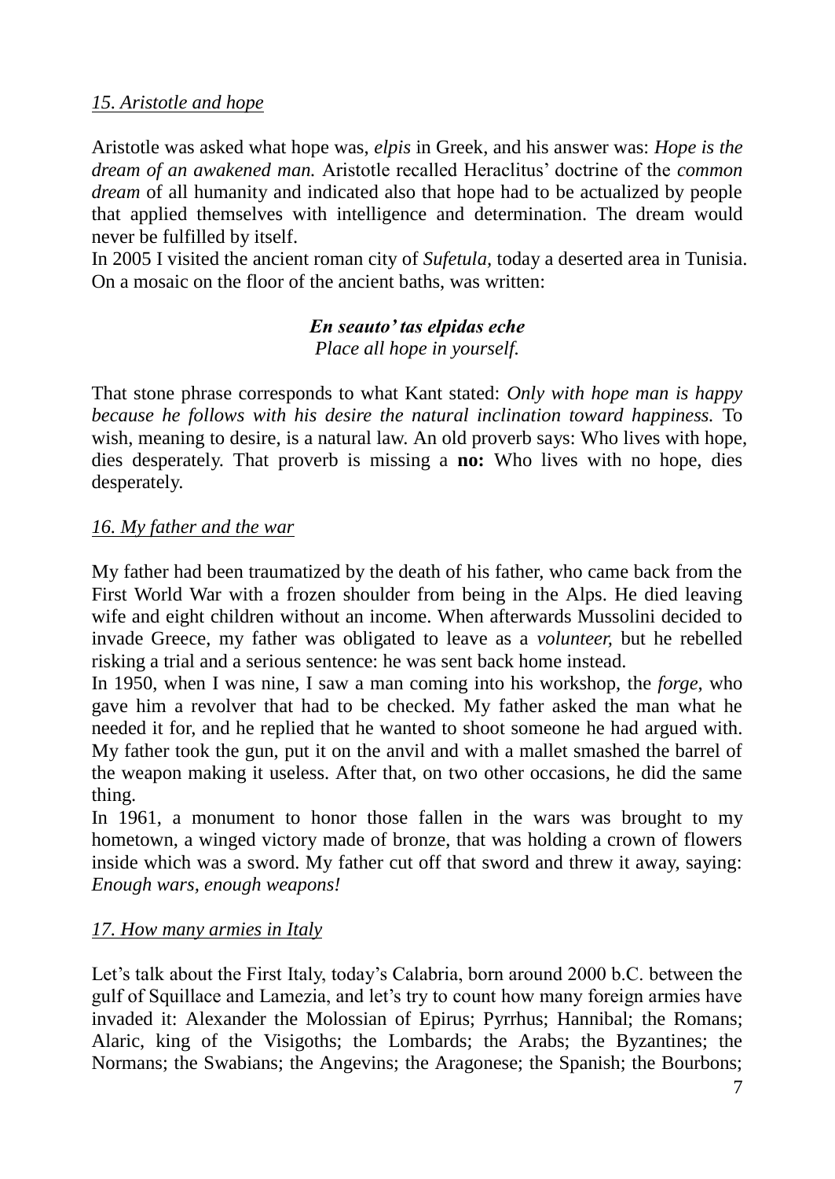### *15. Aristotle and hope*

Aristotle was asked what hope was, *elpis* in Greek, and his answer was: *Hope is the dream of an awakened man.* Aristotle recalled Heraclitus' doctrine of the *common dream* of all humanity and indicated also that hope had to be actualized by people that applied themselves with intelligence and determination. The dream would never be fulfilled by itself.

In 2005 I visited the ancient roman city of *Sufetula,* today a deserted area in Tunisia. On a mosaic on the floor of the ancient baths, was written:

***En seauto' tas elpidas eche***
*Place all hope in yourself.*

That stone phrase corresponds to what Kant stated: *Only with hope man is happy because he follows with his desire the natural inclination toward happiness.* To wish, meaning to desire, is a natural law. An old proverb says: Who lives with hope, dies desperately. That proverb is missing a **no:** Who lives with no hope, dies desperately.

### *16. My father and the war*

My father had been traumatized by the death of his father, who came back from the First World War with a frozen shoulder from being in the Alps. He died leaving wife and eight children without an income. When afterwards Mussolini decided to invade Greece, my father was obligated to leave as a *volunteer,* but he rebelled risking a trial and a serious sentence: he was sent back home instead.

In 1950, when I was nine, I saw a man coming into his workshop, the *forge,* who gave him a revolver that had to be checked. My father asked the man what he needed it for, and he replied that he wanted to shoot someone he had argued with. My father took the gun, put it on the anvil and with a mallet smashed the barrel of the weapon making it useless. After that, on two other occasions, he did the same thing.

In 1961, a monument to honor those fallen in the wars was brought to my hometown, a winged victory made of bronze, that was holding a crown of flowers inside which was a sword. My father cut off that sword and threw it away, saying: *Enough wars, enough weapons!*

### *17. How many armies in Italy*

Let's talk about the First Italy, today's Calabria, born around 2000 b.C. between the gulf of Squillace and Lamezia, and let's try to count how many foreign armies have invaded it: Alexander the Molossian of Epirus; Pyrrhus; Hannibal; the Romans; Alaric, king of the Visigoths; the Lombards; the Arabs; the Byzantines; the Normans; the Swabians; the Angevins; the Aragonese; the Spanish; the Bourbons;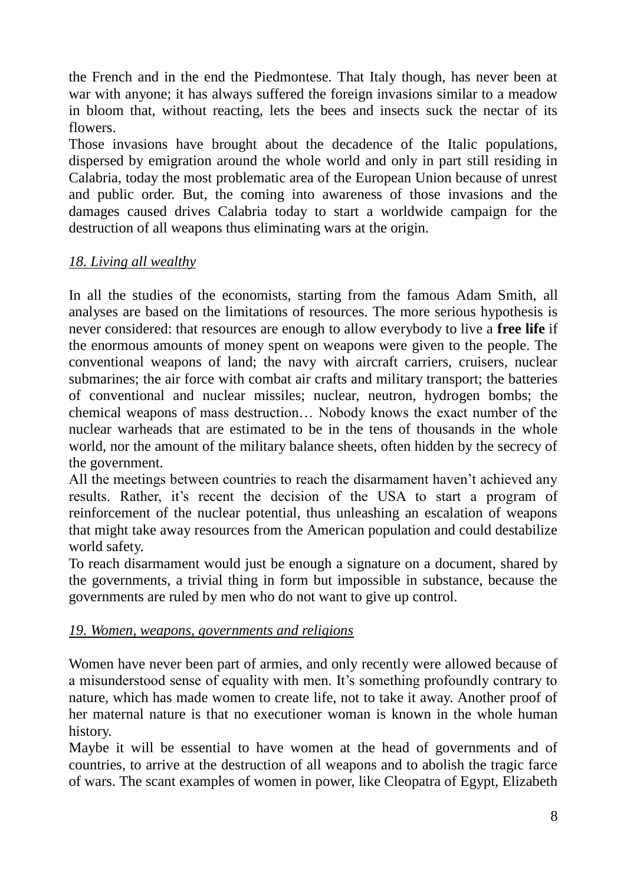the French and in the end the Piedmontese. That Italy though, has never been at war with anyone; it has always suffered the foreign invasions similar to a meadow in bloom that, without reacting, lets the bees and insects suck the nectar of its flowers.

Those invasions have brought about the decadence of the Italic populations, dispersed by emigration around the whole world and only in part still residing in Calabria, today the most problematic area of the European Union because of unrest and public order. But, the coming into awareness of those invasions and the damages caused drives Calabria today to start a worldwide campaign for the destruction of all weapons thus eliminating wars at the origin.

## *18. Living all wealthy*

In all the studies of the economists, starting from the famous Adam Smith, all analyses are based on the limitations of resources. The more serious hypothesis is never considered: that resources are enough to allow everybody to live a **free life** if the enormous amounts of money spent on weapons were given to the people. The conventional weapons of land; the navy with aircraft carriers, cruisers, nuclear submarines; the air force with combat air crafts and military transport; the batteries of conventional and nuclear missiles; nuclear, neutron, hydrogen bombs; the chemical weapons of mass destruction… Nobody knows the exact number of the nuclear warheads that are estimated to be in the tens of thousands in the whole world, nor the amount of the military balance sheets, often hidden by the secrecy of the government.

All the meetings between countries to reach the disarmament haven't achieved any results. Rather, it's recent the decision of the USA to start a program of reinforcement of the nuclear potential, thus unleashing an escalation of weapons that might take away resources from the American population and could destabilize world safety.

To reach disarmament would just be enough a signature on a document, shared by the governments, a trivial thing in form but impossible in substance, because the governments are ruled by men who do not want to give up control.

## *19. Women, weapons, governments and religions*

Women have never been part of armies, and only recently were allowed because of a misunderstood sense of equality with men. It's something profoundly contrary to nature, which has made women to create life, not to take it away. Another proof of her maternal nature is that no executioner woman is known in the whole human history.

Maybe it will be essential to have women at the head of governments and of countries, to arrive at the destruction of all weapons and to abolish the tragic farce of wars. The scant examples of women in power, like Cleopatra of Egypt, Elizabeth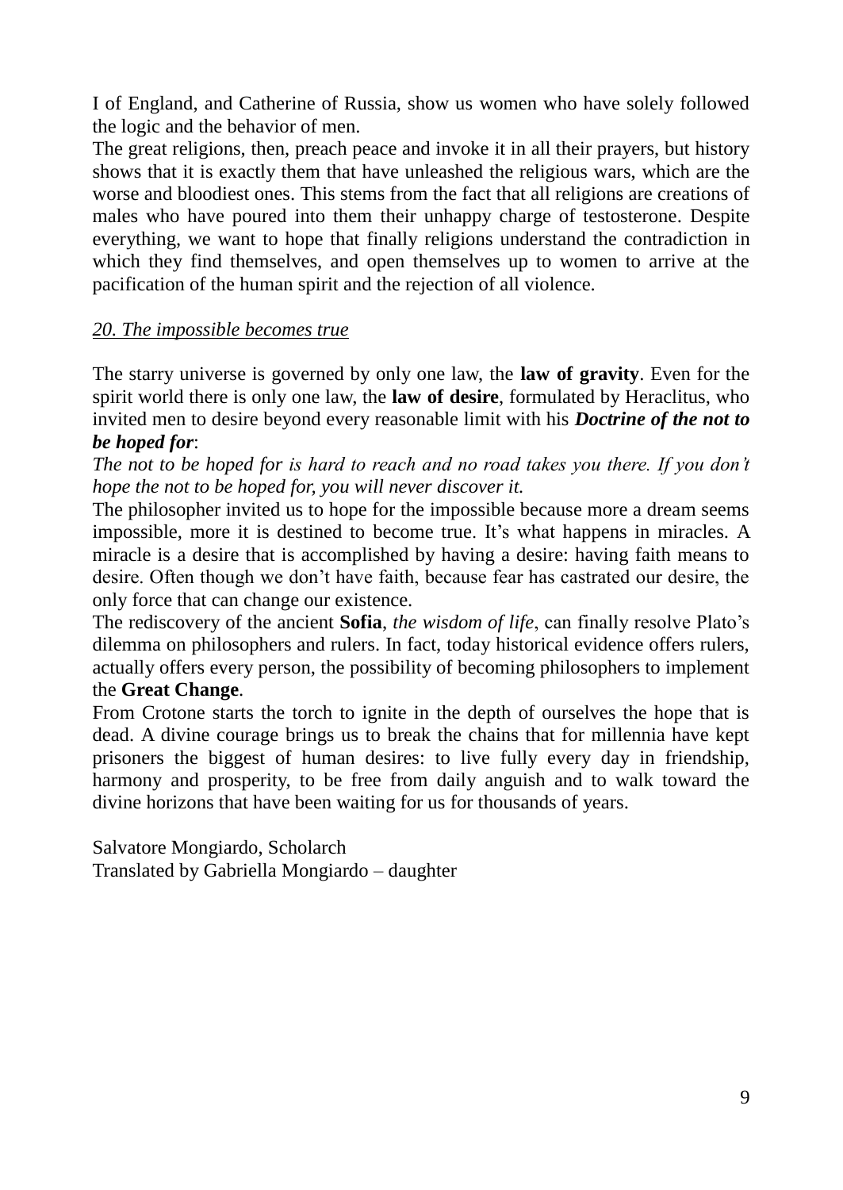I of England, and Catherine of Russia, show us women who have solely followed the logic and the behavior of men.

The great religions, then, preach peace and invoke it in all their prayers, but history shows that it is exactly them that have unleashed the religious wars, which are the worse and bloodiest ones. This stems from the fact that all religions are creations of males who have poured into them their unhappy charge of testosterone. Despite everything, we want to hope that finally religions understand the contradiction in which they find themselves, and open themselves up to women to arrive at the pacification of the human spirit and the rejection of all violence.

## *20. The impossible becomes true*

The starry universe is governed by only one law, the **law of gravity**. Even for the spirit world there is only one law, the **law of desire**, formulated by Heraclitus, who invited men to desire beyond every reasonable limit with his ***Doctrine of the not to be hoped for***:

*The not to be hoped for is hard to reach and no road takes you there. If you don't hope the not to be hoped for, you will never discover it.*

The philosopher invited us to hope for the impossible because more a dream seems impossible, more it is destined to become true. It's what happens in miracles. A miracle is a desire that is accomplished by having a desire: having faith means to desire. Often though we don't have faith, because fear has castrated our desire, the only force that can change our existence.

The rediscovery of the ancient **Sofia**, *the wisdom of life*, can finally resolve Plato's dilemma on philosophers and rulers. In fact, today historical evidence offers rulers, actually offers every person, the possibility of becoming philosophers to implement the **Great Change**.

From Crotone starts the torch to ignite in the depth of ourselves the hope that is dead. A divine courage brings us to break the chains that for millennia have kept prisoners the biggest of human desires: to live fully every day in friendship, harmony and prosperity, to be free from daily anguish and to walk toward the divine horizons that have been waiting for us for thousands of years.

Salvatore Mongiardo, Scholarch
Translated by Gabriella Mongiardo – daughter